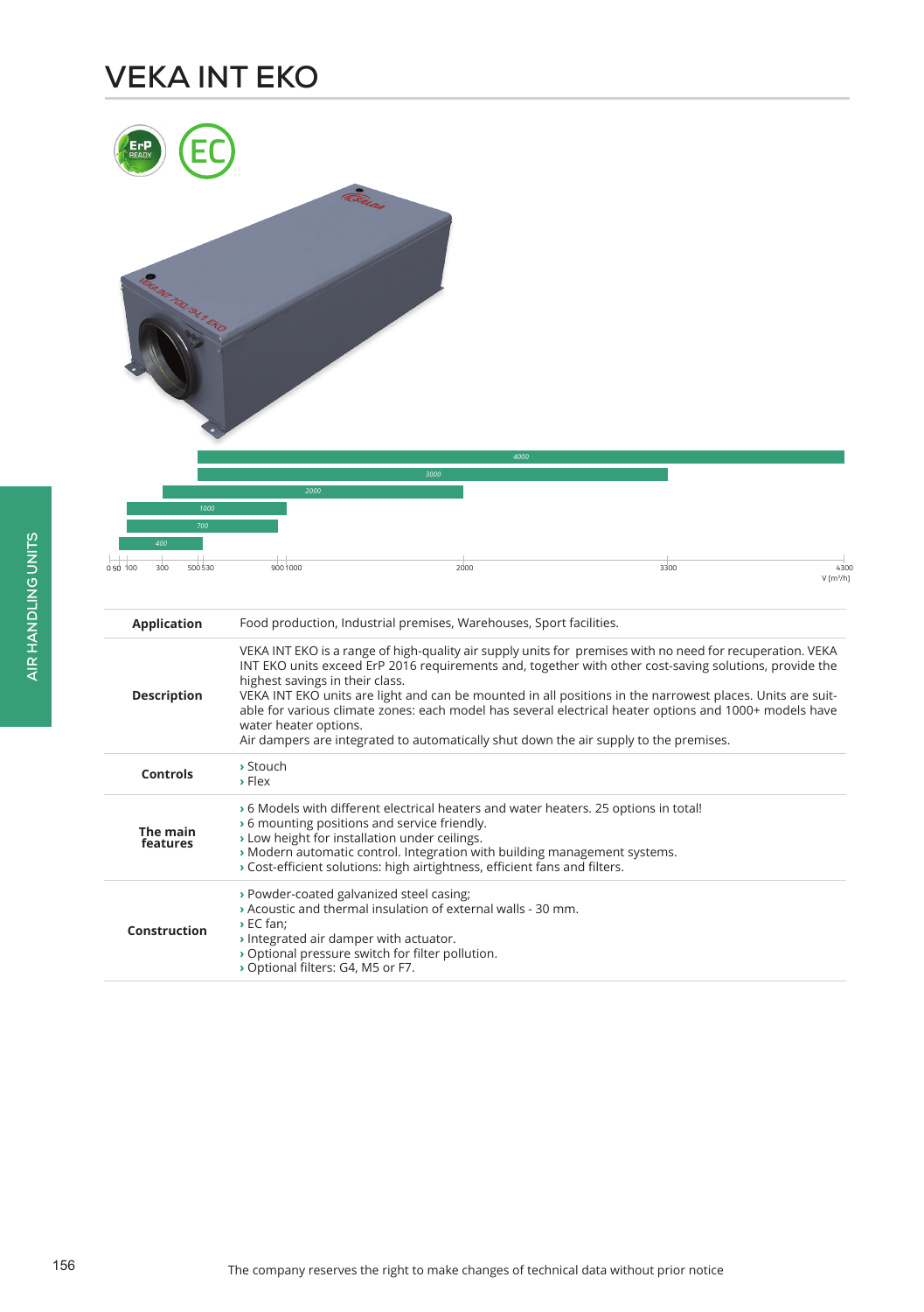# VEKA INT EKO

| | |
|---|---|
| **Application** | Food production, Industrial premises, Warehouses, Sport facilities. |
| **Description** | VEKA INT EKO is a range of high-quality air supply units for premises with no need for recuperation. VEKA INT EKO units exceed ErP 2016 requirements and, together with other cost-saving solutions, provide the highest savings in their class.<br>VEKA INT EKO units are light and can be mounted in all positions in the narrowest places. Units are suitable for various climate zones: each model has several electrical heater options and 1000+ models have water heater options.<br>Air dampers are integrated to automatically shut down the air supply to the premises. |
| **Controls** | › Stouch<br>› Flex |
| **The main features** | › 6 Models with different electrical heaters and water heaters. 25 options in total!<br>› 6 mounting positions and service friendly.<br>› Low height for installation under ceilings.<br>› Modern automatic control. Integration with building management systems.<br>› Cost-efficient solutions: high airtightness, efficient fans and filters. |
| **Construction** | › Powder-coated galvanized steel casing;<br>› Acoustic and thermal insulation of external walls - 30 mm.<br>› EC fan;<br>› Integrated air damper with actuator.<br>› Optional pressure switch for filter pollution.<br>› Optional filters: G4, M5 or F7. |

The company reserves the right to make changes of technical data without prior notice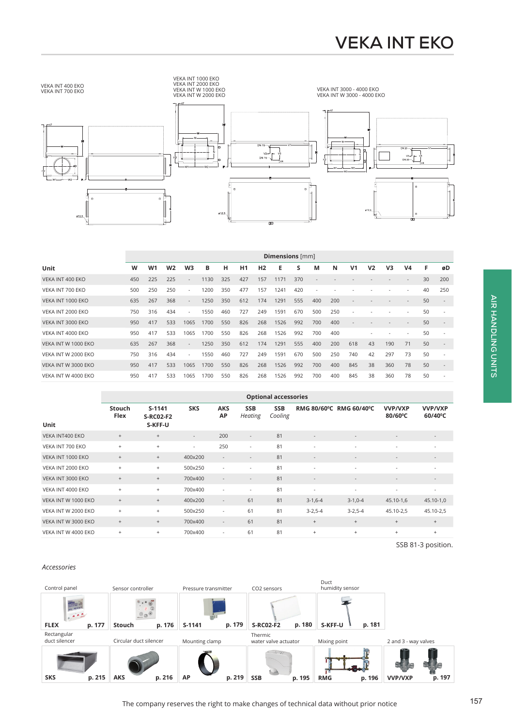# VEKA INT EKO

VEKA INT 400 EKO
VEKA INT 700 EKO

VEKA INT 1000 EKO
VEKA INT 2000 EKO
VEKA INT W 1000 EKO
VEKA INT W 2000 EKO

VEKA INT 3000 - 4000 EKO
VEKA INT W 3000 - 4000 EKO

| | Dimensions [mm] | | | | | | | | | | | | | | | | | |
|---|---|---|---|---|---|---|---|---|---|---|---|---|---|---|---|---|---|---|
| **Unit** | **W** | **W1** | **W2** | **W3** | **B** | **H** | **H1** | **H2** | **E** | **S** | **M** | **N** | **V1** | **V2** | **V3** | **V4** | **F** | **øD** |
| VEKA INT 400 EKO | 450 | 225 | 225 | - | 1130 | 325 | 427 | 157 | 1171 | 370 | - | - | - | - | - | - | 30 | 200 |
| VEKA INT 700 EKO | 500 | 250 | 250 | - | 1200 | 350 | 477 | 157 | 1241 | 420 | - | - | - | - | - | - | 40 | 250 |
| VEKA INT 1000 EKO | 635 | 267 | 368 | - | 1250 | 350 | 612 | 174 | 1291 | 555 | 400 | 200 | - | - | - | - | 50 | - |
| VEKA INT 2000 EKO | 750 | 316 | 434 | - | 1550 | 460 | 727 | 249 | 1591 | 670 | 500 | 250 | - | - | - | - | 50 | - |
| VEKA INT 3000 EKO | 950 | 417 | 533 | 1065 | 1700 | 550 | 826 | 268 | 1526 | 992 | 700 | 400 | - | - | - | - | 50 | - |
| VEKA INT 4000 EKO | 950 | 417 | 533 | 1065 | 1700 | 550 | 826 | 268 | 1526 | 992 | 700 | 400 | | - | - | - | 50 | - |
| VEKA INT W 1000 EKO | 635 | 267 | 368 | - | 1250 | 350 | 612 | 174 | 1291 | 555 | 400 | 200 | 618 | 43 | 190 | 71 | 50 | - |
| VEKA INT W 2000 EKO | 750 | 316 | 434 | - | 1550 | 460 | 727 | 249 | 1591 | 670 | 500 | 250 | 740 | 42 | 297 | 73 | 50 | - |
| VEKA INT W 3000 EKO | 950 | 417 | 533 | 1065 | 1700 | 550 | 826 | 268 | 1526 | 992 | 700 | 400 | 845 | 38 | 360 | 78 | 50 | - |
| VEKA INT W 4000 EKO | 950 | 417 | 533 | 1065 | 1700 | 550 | 826 | 268 | 1526 | 992 | 700 | 400 | 845 | 38 | 360 | 78 | 50 | - |

| | Optional accessories | | | | | | | | | |
|---|---|---|---|---|---|---|---|---|---|---|
| **Unit** | **Stouch Flex** | **S-1141 S-RC02-F2 S-KFF-U** | **SKS** | **AKS AP** | **SSB** *Heating* | **SSB** *Cooling* | **RMG 80/60°C** | **RMG 60/40°C** | **VVP/VXP 80/60°C** | **VVP/VXP 60/40°C** |
| VEKA INT400 EKO | + | + | - | 200 | - | 81 | - | - | - | - |
| VEKA INT 700 EKO | + | + | - | 250 | - | 81 | - | - | - | - |
| VEKA INT 1000 EKO | + | + | 400x200 | - | - | 81 | - | - | - | - |
| VEKA INT 2000 EKO | + | + | 500x250 | - | - | 81 | - | - | - | - |
| VEKA INT 3000 EKO | + | + | 700x400 | - | - | 81 | - | - | - | - |
| VEKA INT 4000 EKO | + | + | 700x400 | - | - | 81 | - | - | - | - |
| VEKA INT W 1000 EKO | + | + | 400x200 | - | 61 | 81 | 3-1,6-4 | 3-1,0-4 | 45.10-1,6 | 45.10-1,0 |
| VEKA INT W 2000 EKO | + | + | 500x250 | - | 61 | 81 | 3-2,5-4 | 3-2,5-4 | 45.10-2,5 | 45.10-2,5 |
| VEKA INT W 3000 EKO | + | + | 700x400 | - | 61 | 81 | + | + | + | + |
| VEKA INT W 4000 EKO | + | + | 700x400 | - | 61 | 81 | + | + | + | + |

SSB 81-3 position.

*Accessories*

| Control panel | Sensor controller | Pressure transmitter | CO2 sensors | Duct humidity sensor | |
|---|---|---|---|---|---|
| **FLEX** p. 177 | **Stouch** p. 176 | **S-1141** p. 179 | **S-RC02-F2** p. 180 | **S-KFF-U** p. 181 | |
| **Rectangular duct silencer** | **Circular duct silencer** | **Mounting clamp** | **Thermic water valve actuator** | **Mixing point** | **2 and 3 - way valves** |
| **SKS** p. 215 | **AKS** p. 216 | **AP** p. 219 | **SSB** p. 195 | **RMG** p. 196 | **VVP/VXP** p. 197 |

The company reserves the right to make changes of technical data without prior notice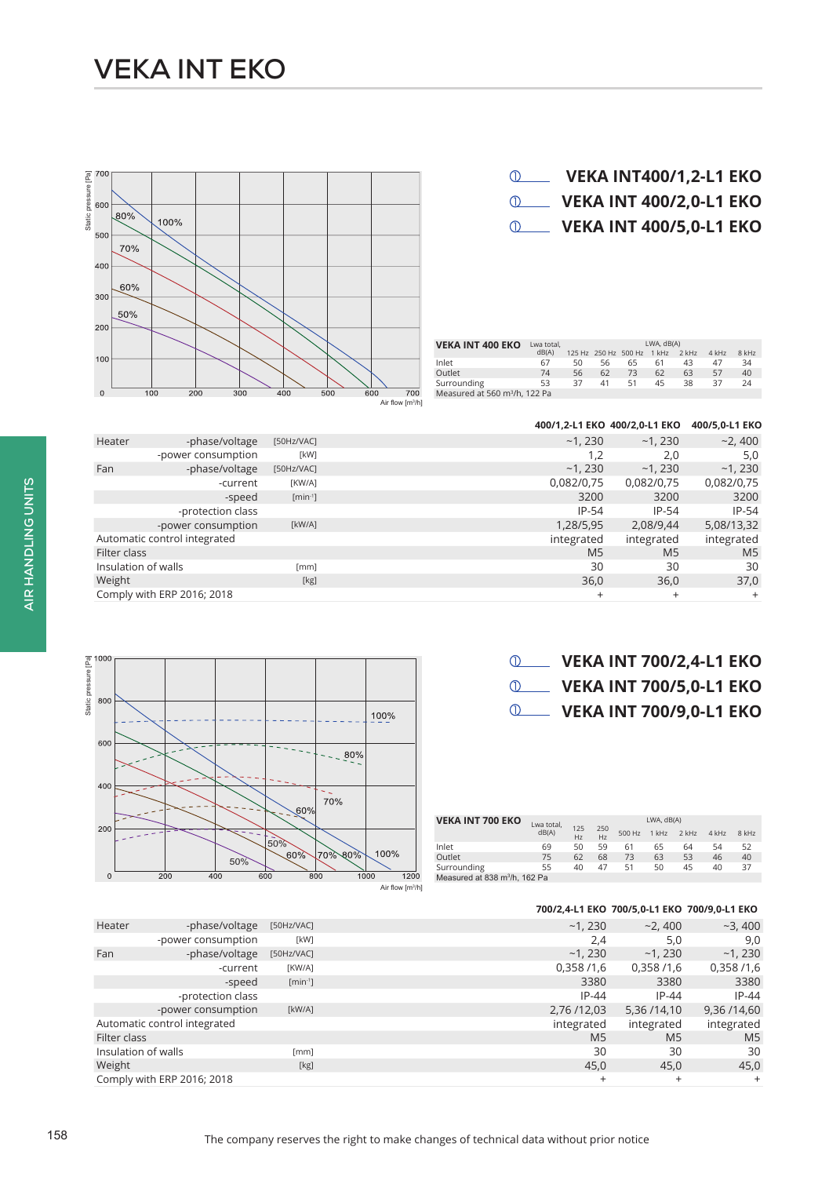# VEKA INT EKO

## VEKA INT400/1,2-L1 EKO
## VEKA INT 400/2,0-L1 EKO
## VEKA INT 400/5,0-L1 EKO

| VEKA INT 400 EKO | Lwa total, dB(A) | 125 Hz | 250 Hz | 500 Hz | 1 kHz | 2 kHz | 4 kHz | 8 kHz |
|---|---|---|---|---|---|---|---|---|
| | | LWA, dB(A) | | | | | | |
| Inlet | 67 | 50 | 56 | 65 | 61 | 43 | 47 | 34 |
| Outlet | 74 | 56 | 62 | 73 | 62 | 63 | 57 | 40 |
| Surrounding | 53 | 37 | 41 | 51 | 45 | 38 | 37 | 24 |

Measured at 560 m³/h, 122 Pa

| | | | 400/1,2-L1 EKO | 400/2,0-L1 EKO | 400/5,0-L1 EKO |
|---|---|---|---|---|---|
| Heater | -phase/voltage | [50Hz/VAC] | ~1, 230 | ~1, 230 | ~2, 400 |
| | -power consumption | [kW] | 1,2 | 2,0 | 5,0 |
| Fan | -phase/voltage | [50Hz/VAC] | ~1, 230 | ~1, 230 | ~1, 230 |
| | -current | [KW/A] | 0,082/0,75 | 0,082/0,75 | 0,082/0,75 |
| | -speed | [min⁻¹] | 3200 | 3200 | 3200 |
| | -protection class | | IP-54 | IP-54 | IP-54 |
| | -power consumption | [kW/A] | 1,28/5,95 | 2,08/9,44 | 5,08/13,32 |
| Automatic control integrated | | | integrated | integrated | integrated |
| Filter class | | | M5 | M5 | M5 |
| Insulation of walls | | [mm] | 30 | 30 | 30 |
| Weight | | [kg] | 36,0 | 36,0 | 37,0 |
| Comply with ERP 2016; 2018 | | | + | + | + |

## VEKA INT 700/2,4-L1 EKO
## VEKA INT 700/5,0-L1 EKO
## VEKA INT 700/9,0-L1 EKO

| VEKA INT 700 EKO | Lwa total, dB(A) | 125 Hz | 250 Hz | 500 Hz | 1 kHz | 2 kHz | 4 kHz | 8 kHz |
|---|---|---|---|---|---|---|---|---|
| | | LWA, dB(A) | | | | | | |
| Inlet | 69 | 50 | 59 | 61 | 65 | 64 | 54 | 52 |
| Outlet | 75 | 62 | 68 | 73 | 63 | 53 | 46 | 40 |
| Surrounding | 55 | 40 | 47 | 51 | 50 | 45 | 40 | 37 |

Measured at 838 m³/h, 162 Pa

| | | | 700/2,4-L1 EKO | 700/5,0-L1 EKO | 700/9,0-L1 EKO |
|---|---|---|---|---|---|
| Heater | -phase/voltage | [50Hz/VAC] | ~1, 230 | ~2, 400 | ~3, 400 |
| | -power consumption | [kW] | 2,4 | 5,0 | 9,0 |
| Fan | -phase/voltage | [50Hz/VAC] | ~1, 230 | ~1, 230 | ~1, 230 |
| | -current | [KW/A] | 0,358 /1,6 | 0,358 /1,6 | 0,358 /1,6 |
| | -speed | [min⁻¹] | 3380 | 3380 | 3380 |
| | -protection class | | IP-44 | IP-44 | IP-44 |
| | -power consumption | [kW/A] | 2,76 /12,03 | 5,36 /14,10 | 9,36 /14,60 |
| Automatic control integrated | | | integrated | integrated | integrated |
| Filter class | | | M5 | M5 | M5 |
| Insulation of walls | | [mm] | 30 | 30 | 30 |
| Weight | | [kg] | 45,0 | 45,0 | 45,0 |
| Comply with ERP 2016; 2018 | | | + | + | + |

The company reserves the right to make changes of technical data without prior notice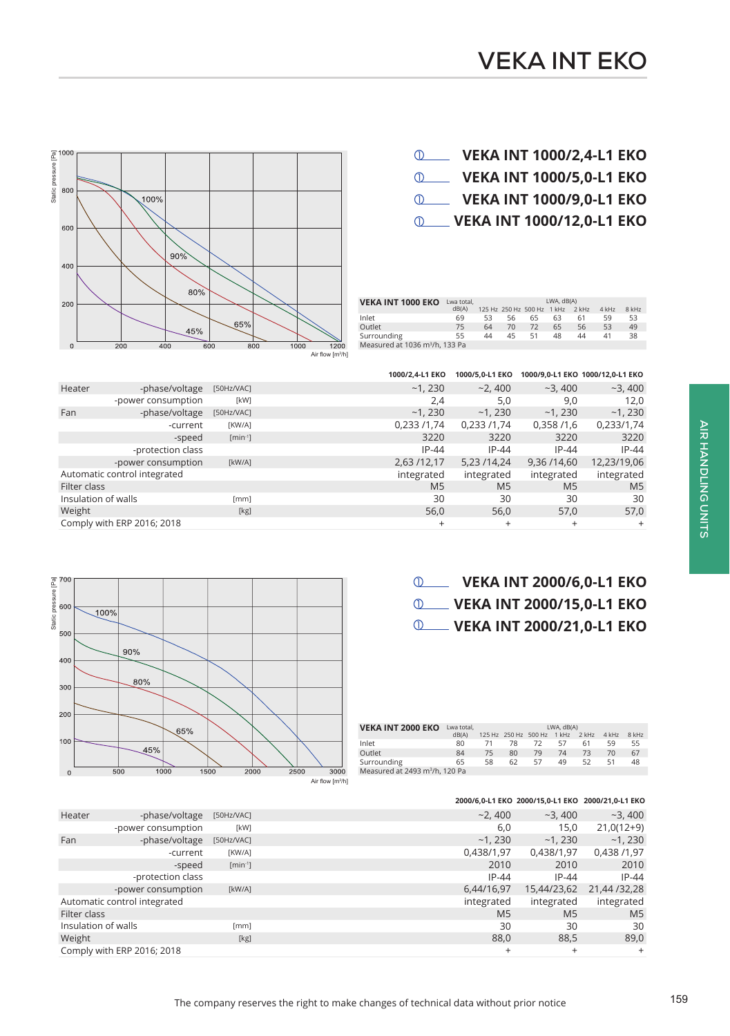# VEKA INT EKO

- VEKA INT 1000/2,4-L1 EKO
- VEKA INT 1000/5,0-L1 EKO
- VEKA INT 1000/9,0-L1 EKO
- VEKA INT 1000/12,0-L1 EKO

| VEKA INT 1000 EKO | Lwa total, dB(A) | 125 Hz | 250 Hz | 500 Hz | 1 kHz | 2 kHz | 4 kHz | 8 kHz |
|---|---|---|---|---|---|---|---|---|
| Inlet | 69 | 53 | 56 | 65 | 63 | 61 | 59 | 53 |
| Outlet | 75 | 64 | 70 | 72 | 65 | 56 | 53 | 49 |
| Surrounding | 55 | 44 | 45 | 51 | 48 | 44 | 41 | 38 |

Measured at 1036 m³/h, 133 Pa

| | | | 1000/2,4-L1 EKO | 1000/5,0-L1 EKO | 1000/9,0-L1 EKO | 1000/12,0-L1 EKO |
|---|---|---|---|---|---|---|
| Heater | -phase/voltage | [50Hz/VAC] | ~1, 230 | ~2, 400 | ~3, 400 | ~3, 400 |
| | -power consumption | [kW] | 2,4 | 5,0 | 9,0 | 12,0 |
| Fan | -phase/voltage | [50Hz/VAC] | ~1, 230 | ~1, 230 | ~1, 230 | ~1, 230 |
| | -current | [KW/A] | 0,233 /1,74 | 0,233 /1,74 | 0,358 /1,6 | 0,233/1,74 |
| | -speed | [min⁻¹] | 3220 | 3220 | 3220 | 3220 |
| | -protection class | | IP-44 | IP-44 | IP-44 | IP-44 |
| | -power consumption | [kW/A] | 2,63 /12,17 | 5,23 /14,24 | 9,36 /14,60 | 12,23/19,06 |
| Automatic control integrated | | | integrated | integrated | integrated | integrated |
| Filter class | | | M5 | M5 | M5 | M5 |
| Insulation of walls | | [mm] | 30 | 30 | 30 | 30 |
| Weight | | [kg] | 56,0 | 56,0 | 57,0 | 57,0 |
| Comply with ERP 2016; 2018 | | | + | + | + | + |

- VEKA INT 2000/6,0-L1 EKO
- VEKA INT 2000/15,0-L1 EKO
- VEKA INT 2000/21,0-L1 EKO

| VEKA INT 2000 EKO | Lwa total, dB(A) | 125 Hz | 250 Hz | 500 Hz | 1 kHz | 2 kHz | 4 kHz | 8 kHz |
|---|---|---|---|---|---|---|---|---|
| Inlet | 80 | 71 | 78 | 72 | 57 | 61 | 59 | 55 |
| Outlet | 84 | 75 | 80 | 79 | 74 | 73 | 70 | 67 |
| Surrounding | 65 | 58 | 62 | 57 | 49 | 52 | 51 | 48 |

Measured at 2493 m³/h, 120 Pa

| | | | 2000/6,0-L1 EKO | 2000/15,0-L1 EKO | 2000/21,0-L1 EKO |
|---|---|---|---|---|---|
| Heater | -phase/voltage | [50Hz/VAC] | ~2, 400 | ~3, 400 | ~3, 400 |
| | -power consumption | [kW] | 6,0 | 15,0 | 21,0(12+9) |
| Fan | -phase/voltage | [50Hz/VAC] | ~1, 230 | ~1, 230 | ~1, 230 |
| | -current | [KW/A] | 0,438/1,97 | 0,438/1,97 | 0,438 /1,97 |
| | -speed | [min⁻¹] | 2010 | 2010 | 2010 |
| | -protection class | | IP-44 | IP-44 | IP-44 |
| | -power consumption | [kW/A] | 6,44/16,97 | 15,44/23,62 | 21,44 /32,28 |
| Automatic control integrated | | | integrated | integrated | integrated |
| Filter class | | | M5 | M5 | M5 |
| Insulation of walls | | [mm] | 30 | 30 | 30 |
| Weight | | [kg] | 88,0 | 88,5 | 89,0 |
| Comply with ERP 2016; 2018 | | | + | + | + |

The company reserves the right to make changes of technical data without prior notice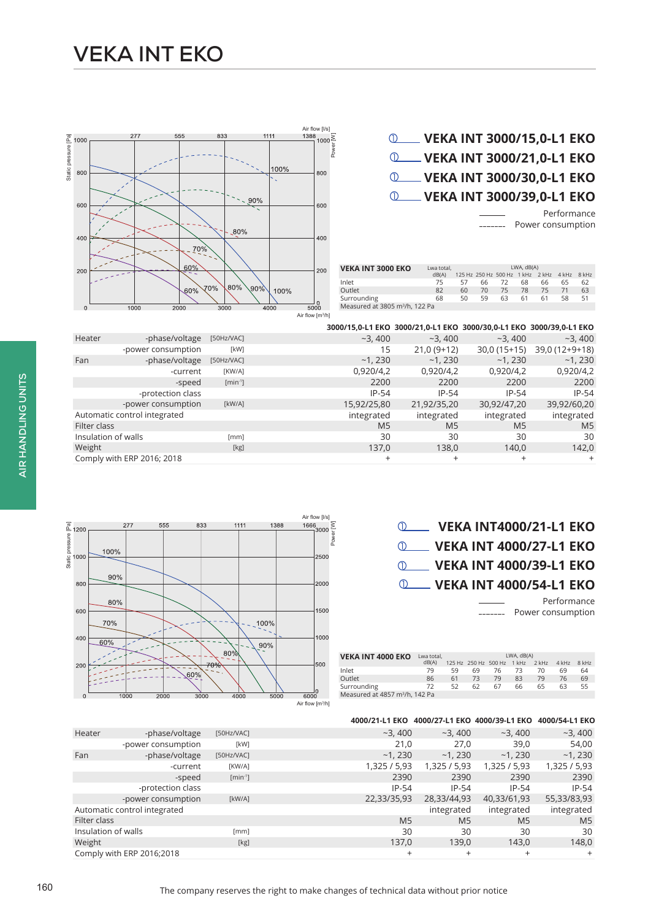# VEKA INT EKO

VEKA INT 3000/15,0-L1 EKO
VEKA INT 3000/21,0-L1 EKO
VEKA INT 3000/30,0-L1 EKO
VEKA INT 3000/39,0-L1 EKO

Performance
Power consumption

| VEKA INT 3000 EKO | Lwa total, dB(A) | 125 Hz | 250 Hz | 500 Hz | 1 kHz | 2 kHz | 4 kHz | 8 kHz |
|---|---|---|---|---|---|---|---|---|
| Inlet | 75 | 57 | 66 | 72 | 68 | 66 | 65 | 62 |
| Outlet | 82 | 60 | 70 | 75 | 78 | 75 | 71 | 63 |
| Surrounding | 68 | 50 | 59 | 63 | 61 | 61 | 58 | 51 |

Measured at 3805 m³/h, 122 Pa

| | | | 3000/15,0-L1 EKO | 3000/21,0-L1 EKO | 3000/30,0-L1 EKO | 3000/39,0-L1 EKO |
|---|---|---|---|---|---|---|
| Heater | -phase/voltage | [50Hz/VAC] | ~3, 400 | ~3, 400 | ~3, 400 | ~3, 400 |
| | -power consumption | [kW] | 15 | 21,0 (9+12) | 30,0 (15+15) | 39,0 (12+9+18) |
| Fan | -phase/voltage | [50Hz/VAC] | ~1, 230 | ~1, 230 | ~1, 230 | ~1, 230 |
| | -current | [KW/A] | 0,920/4,2 | 0,920/4,2 | 0,920/4,2 | 0,920/4,2 |
| | -speed | [min⁻¹] | 2200 | 2200 | 2200 | 2200 |
| | -protection class | | IP-54 | IP-54 | IP-54 | IP-54 |
| | -power consumption | [kW/A] | 15,92/25,80 | 21,92/35,20 | 30,92/47,20 | 39,92/60,20 |
| Automatic control integrated | | | integrated | integrated | integrated | integrated |
| Filter class | | | M5 | M5 | M5 | M5 |
| Insulation of walls | | [mm] | 30 | 30 | 30 | 30 |
| Weight | | [kg] | 137,0 | 138,0 | 140,0 | 142,0 |
| Comply with ERP 2016; 2018 | | | + | + | + | + |

VEKA INT4000/21-L1 EKO
VEKA INT 4000/27-L1 EKO
VEKA INT 4000/39-L1 EKO
VEKA INT 4000/54-L1 EKO

Performance
Power consumption

| VEKA INT 4000 EKO | Lwa total, dB(A) | 125 Hz | 250 Hz | 500 Hz | 1 kHz | 2 kHz | 4 kHz | 8 kHz |
|---|---|---|---|---|---|---|---|---|
| Inlet | 79 | 59 | 69 | 76 | 73 | 70 | 69 | 64 |
| Outlet | 86 | 61 | 73 | 79 | 83 | 79 | 76 | 69 |
| Surrounding | 72 | 52 | 62 | 67 | 66 | 65 | 63 | 55 |

Measured at 4857 m³/h, 142 Pa

| | | | 4000/21-L1 EKO | 4000/27-L1 EKO | 4000/39-L1 EKO | 4000/54-L1 EKO |
|---|---|---|---|---|---|---|
| Heater | -phase/voltage | [50Hz/VAC] | ~3, 400 | ~3, 400 | ~3, 400 | ~3, 400 |
| | -power consumption | [kW] | 21,0 | 27,0 | 39,0 | 54,00 |
| Fan | -phase/voltage | [50Hz/VAC] | ~1, 230 | ~1, 230 | ~1, 230 | ~1, 230 |
| | -current | [KW/A] | 1,325 / 5,93 | 1,325 / 5,93 | 1,325 / 5,93 | 1,325 / 5,93 |
| | -speed | [min⁻¹] | 2390 | 2390 | 2390 | 2390 |
| | -protection class | | IP-54 | IP-54 | IP-54 | IP-54 |
| | -power consumption | [kW/A] | 22,33/35,93 | 28,33/44,93 | 40,33/61,93 | 55,33/83,93 |
| Automatic control integrated | | | | integrated | integrated | integrated |
| Filter class | | | M5 | M5 | M5 | M5 |
| Insulation of walls | | [mm] | 30 | 30 | 30 | 30 |
| Weight | | [kg] | 137,0 | 139,0 | 143,0 | 148,0 |
| Comply with ERP 2016;2018 | | | + | + | + | + |

The company reserves the right to make changes of technical data without prior notice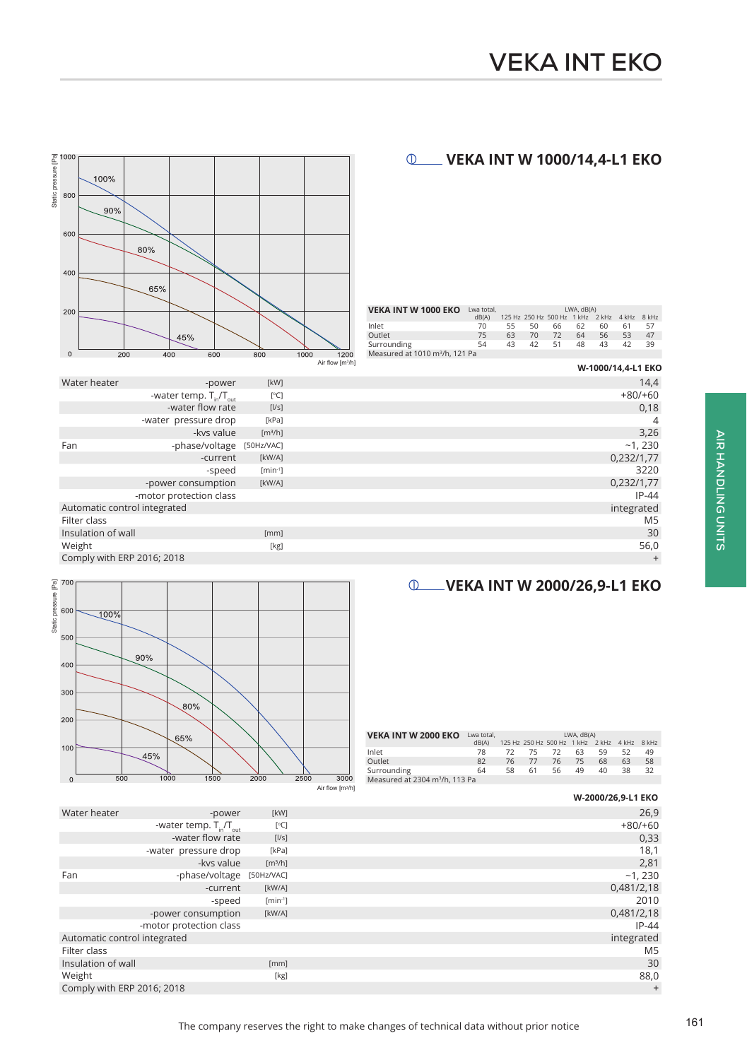# VEKA INT EKO

## VEKA INT W 1000/14,4-L1 EKO

Static pressure [Pa] / Air flow [m³/h]

100% 90% 80% 65% 45%

| VEKA INT W 1000 EKO | Lwa total, dB(A) | 125 Hz | 250 Hz | 500 Hz | 1 kHz | 2 kHz | 4 kHz | 8 kHz |
|---|---|---|---|---|---|---|---|---|
| | | LWA, dB(A) | | | | | | |
| Inlet | 70 | 55 | 50 | 66 | 62 | 60 | 61 | 57 |
| Outlet | 75 | 63 | 70 | 72 | 64 | 56 | 53 | 47 |
| Surrounding | 54 | 43 | 42 | 51 | 48 | 43 | 42 | 39 |
| Measured at 1010 m³/h, 121 Pa | | | | | | | | |

| | | | W-1000/14,4-L1 EKO |
|---|---|---|---|
| Water heater | -power | [kW] | 14,4 |
| | -water temp. $T_{in}/T_{out}$ | [°C] | +80/+60 |
| | -water flow rate | [l/s] | 0,18 |
| | -water pressure drop | [kPa] | 4 |
| | -kvs value | [m³/h] | 3,26 |
| Fan | -phase/voltage | [50Hz/VAC] | ~1, 230 |
| | -current | [kW/A] | 0,232/1,77 |
| | -speed | [min⁻¹] | 3220 |
| | -power consumption | [kW/A] | 0,232/1,77 |
| | -motor protection class | | IP-44 |
| Automatic control integrated | | | integrated |
| Filter class | | | M5 |
| Insulation of wall | | [mm] | 30 |
| Weight | | [kg] | 56,0 |
| Comply with ERP 2016; 2018 | | | + |

## VEKA INT W 2000/26,9-L1 EKO

Static pressure [Pa] / Air flow [m³/h]

100% 90% 80% 65% 45%

| VEKA INT W 2000 EKO | Lwa total, dB(A) | 125 Hz | 250 Hz | 500 Hz | 1 kHz | 2 kHz | 4 kHz | 8 kHz |
|---|---|---|---|---|---|---|---|---|
| | | LWA, dB(A) | | | | | | |
| Inlet | 78 | 72 | 75 | 72 | 63 | 59 | 52 | 49 |
| Outlet | 82 | 76 | 77 | 76 | 75 | 68 | 63 | 58 |
| Surrounding | 64 | 58 | 61 | 56 | 49 | 40 | 38 | 32 |
| Measured at 2304 m³/h, 113 Pa | | | | | | | | |

| | | | W-2000/26,9-L1 EKO |
|---|---|---|---|
| Water heater | -power | [kW] | 26,9 |
| | -water temp. $T_{in}/T_{out}$ | [°C] | +80/+60 |
| | -water flow rate | [l/s] | 0,33 |
| | -water pressure drop | [kPa] | 18,1 |
| | -kvs value | [m³/h] | 2,81 |
| Fan | -phase/voltage | [50Hz/VAC] | ~1, 230 |
| | -current | [kW/A] | 0,481/2,18 |
| | -speed | [min⁻¹] | 2010 |
| | -power consumption | [kW/A] | 0,481/2,18 |
| | -motor protection class | | IP-44 |
| Automatic control integrated | | | integrated |
| Filter class | | | M5 |
| Insulation of wall | | [mm] | 30 |
| Weight | | [kg] | 88,0 |
| Comply with ERP 2016; 2018 | | | + |

AIR HANDLING UNITS

The company reserves the right to make changes of technical data without prior notice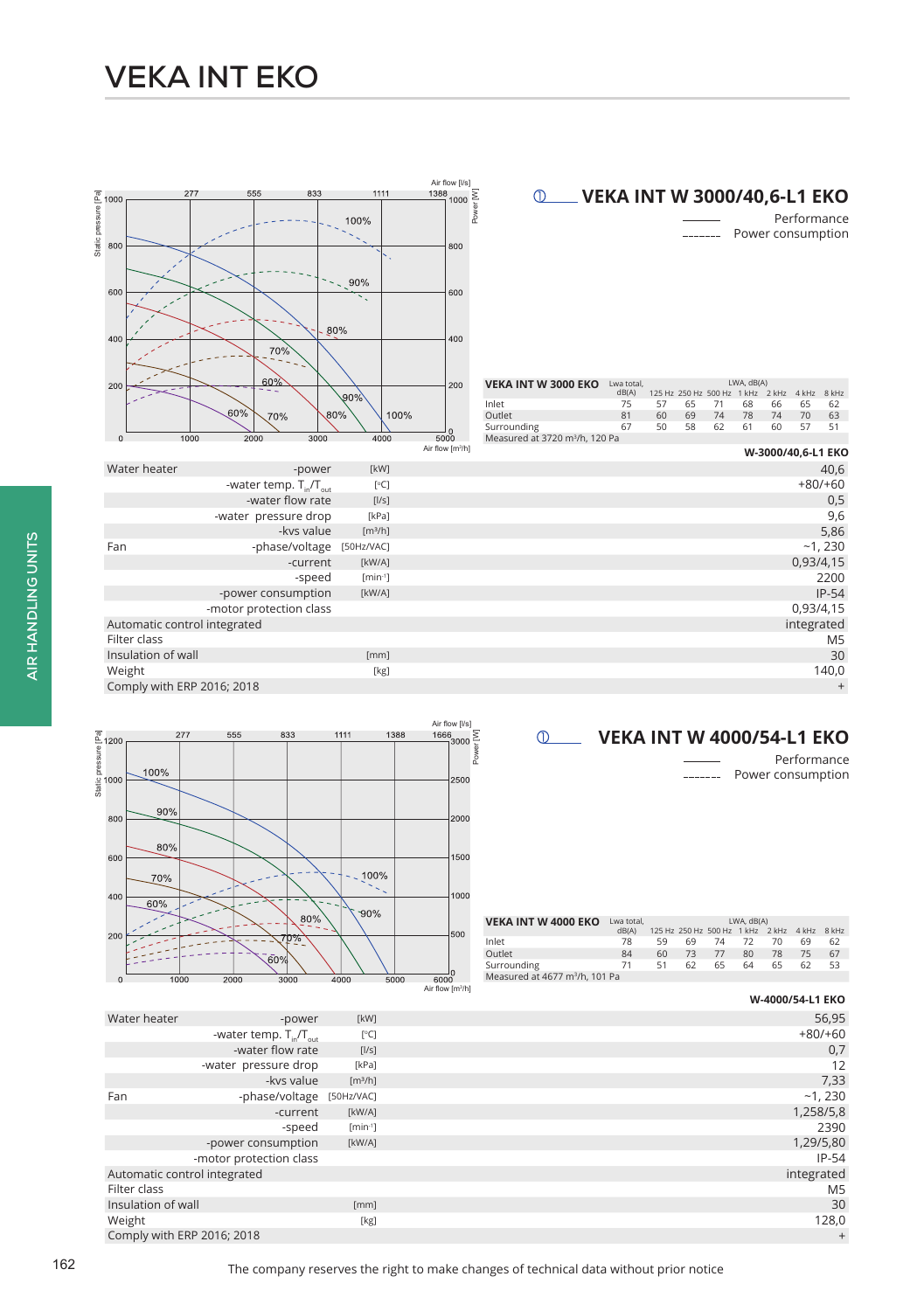# VEKA INT EKO

## VEKA INT W 3000/40,6-L1 EKO

Performance
Power consumption

| VEKA INT W 3000 EKO | Lwa total, dB(A) | 125 Hz | 250 Hz | 500 Hz | 1 kHz | 2 kHz | 4 kHz | 8 kHz |
|---|---|---|---|---|---|---|---|---|
| | | LWA, dB(A) | | | | | | |
| Inlet | 75 | 57 | 65 | 71 | 68 | 66 | 65 | 62 |
| Outlet | 81 | 60 | 69 | 74 | 78 | 74 | 70 | 63 |
| Surrounding | 67 | 50 | 58 | 62 | 61 | 60 | 57 | 51 |

Measured at 3720 m³/h, 120 Pa

| | | | W-3000/40,6-L1 EKO |
|---|---|---|---|
| Water heater | -power | [kW] | 40,6 |
| | -water temp. $T_{in}/T_{out}$ | [°C] | +80/+60 |
| | -water flow rate | [l/s] | 0,5 |
| | -water pressure drop | [kPa] | 9,6 |
| | -kvs value | [m³/h] | 5,86 |
| Fan | -phase/voltage | [50Hz/VAC] | ~1, 230 |
| | -current | [kW/A] | 0,93/4,15 |
| | -speed | [min⁻¹] | 2200 |
| | -power consumption | [kW/A] | IP-54 |
| | -motor protection class | | 0,93/4,15 |
| Automatic control integrated | | | integrated |
| Filter class | | | M5 |
| Insulation of wall | | [mm] | 30 |
| Weight | | [kg] | 140,0 |
| Comply with ERP 2016; 2018 | | | + |

## VEKA INT W 4000/54-L1 EKO

Performance
Power consumption

| VEKA INT W 4000 EKO | Lwa total, dB(A) | 125 Hz | 250 Hz | 500 Hz | 1 kHz | 2 kHz | 4 kHz | 8 kHz |
|---|---|---|---|---|---|---|---|---|
| | | LWA, dB(A) | | | | | | |
| Inlet | 78 | 59 | 69 | 74 | 72 | 70 | 69 | 62 |
| Outlet | 84 | 60 | 73 | 77 | 80 | 78 | 75 | 67 |
| Surrounding | 71 | 51 | 62 | 65 | 64 | 65 | 62 | 53 |

Measured at 4677 m³/h, 101 Pa

| | | | W-4000/54-L1 EKO |
|---|---|---|---|
| Water heater | -power | [kW] | 56,95 |
| | -water temp. $T_{in}/T_{out}$ | [°C] | +80/+60 |
| | -water flow rate | [l/s] | 0,7 |
| | -water pressure drop | [kPa] | 12 |
| | -kvs value | [m³/h] | 7,33 |
| Fan | -phase/voltage | [50Hz/VAC] | ~1, 230 |
| | -current | [kW/A] | 1,258/5,8 |
| | -speed | [min⁻¹] | 2390 |
| | -power consumption | [kW/A] | 1,29/5,80 |
| | -motor protection class | | IP-54 |
| Automatic control integrated | | | integrated |
| Filter class | | | M5 |
| Insulation of wall | | [mm] | 30 |
| Weight | | [kg] | 128,0 |
| Comply with ERP 2016; 2018 | | | + |

The company reserves the right to make changes of technical data without prior notice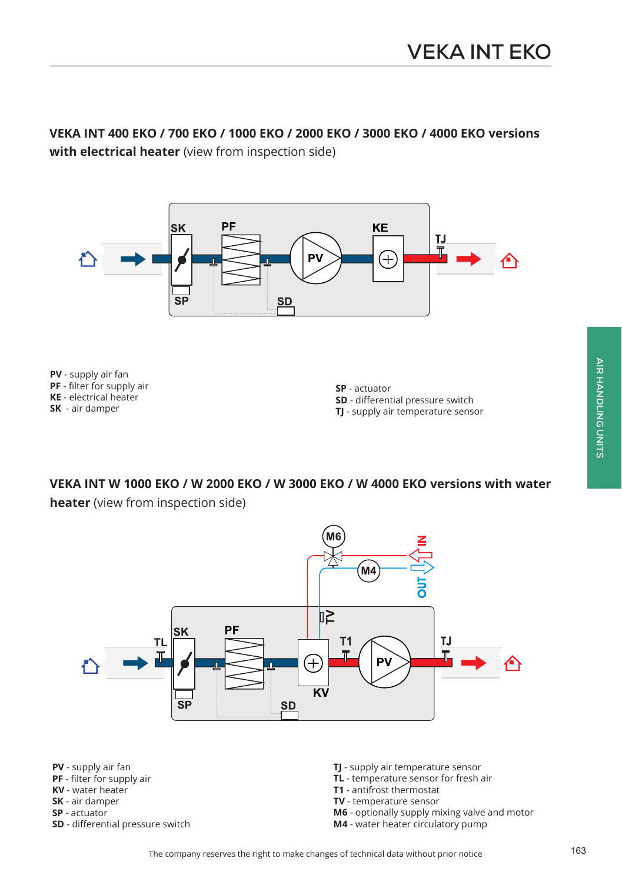## VEKA INT 400 EKO / 700 EKO / 1000 EKO / 2000 EKO / 3000 EKO / 4000 EKO versions with electrical heater (view from inspection side)

SK
PF
KE
TJ
PV
SP
SD

**PV** - supply air fan
**PF** - filter for supply air
**KE** - electrical heater
**SK** - air damper

**SP** - actuator
**SD** - differential pressure switch
**TJ** - supply air temperature sensor

## VEKA INT W 1000 EKO / W 2000 EKO / W 3000 EKO / W 4000 EKO versions with water heater (view from inspection side)

M6
IN
M4
OUT
TV
TL
SK
PF
T1
TJ
PV
KV
SP
SD

**PV** - supply air fan
**PF** - filter for supply air
**KV** - water heater
**SK** - air damper
**SP** - actuator
**SD** - differential pressure switch

**TJ** - supply air temperature sensor
**TL** - temperature sensor for fresh air
**T1** - antifrost thermostat
**TV** - temperature sensor
**M6** - optionally supply mixing valve and motor
**M4** - water heater circulatory pump

The company reserves the right to make changes of technical data without prior notice